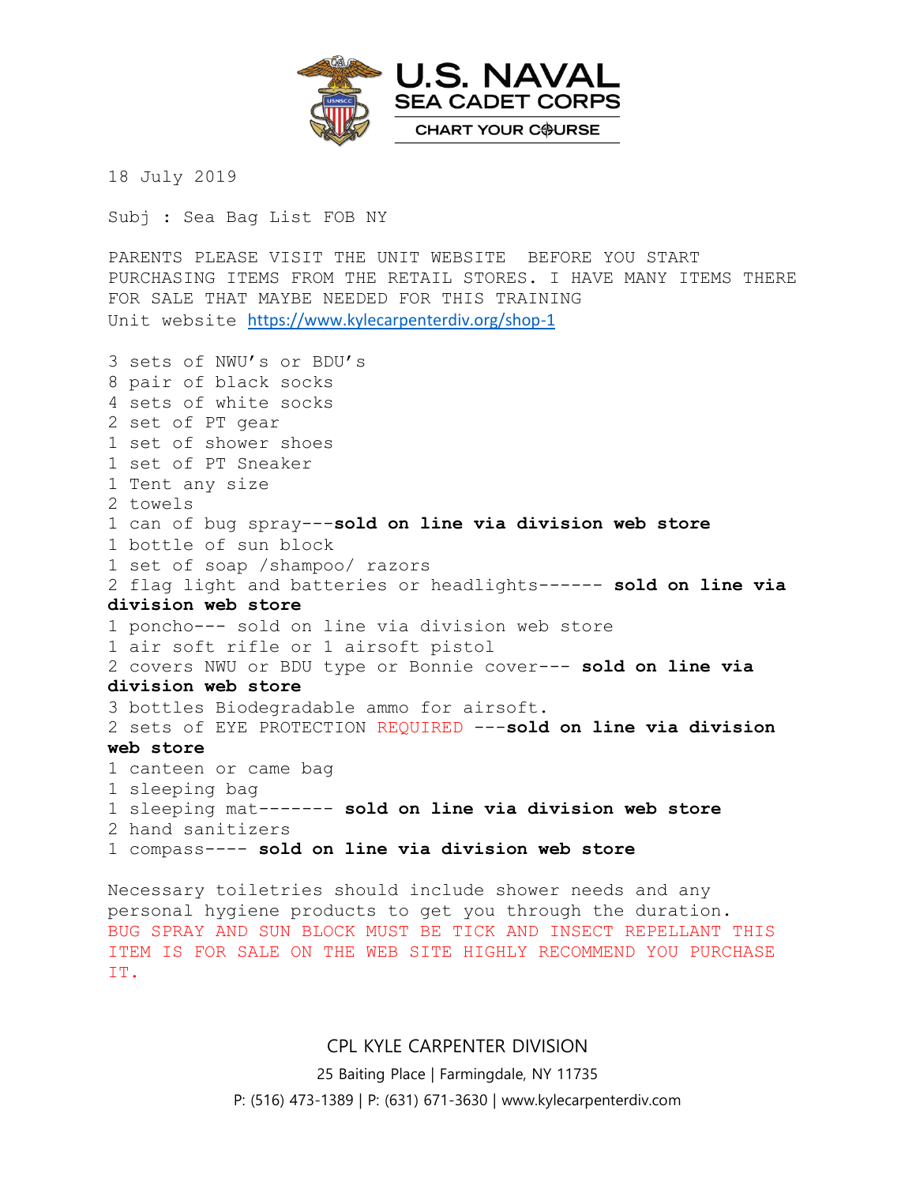U.S. NAVAL SEA CADET CORPS
CHART YOUR COURSE

18 July 2019

Subj : Sea Bag List FOB NY

PARENTS PLEASE VISIT THE UNIT WEBSITE BEFORE YOU START PURCHASING ITEMS FROM THE RETAIL STORES. I HAVE MANY ITEMS THERE FOR SALE THAT MAYBE NEEDED FOR THIS TRAINING
Unit website https://www.kylecarpenterdiv.org/shop-1

3 sets of NWU's or BDU's
8 pair of black socks
4 sets of white socks
2 set of PT gear
1 set of shower shoes
1 set of PT Sneaker
1 Tent any size
2 towels
1 can of bug spray---**sold on line via division web store**
1 bottle of sun block
1 set of soap /shampoo/ razors
2 flag light and batteries or headlights------ **sold on line via division web store**
1 poncho--- sold on line via division web store
1 air soft rifle or 1 airsoft pistol
2 covers NWU or BDU type or Bonnie cover--- **sold on line via division web store**
3 bottles Biodegradable ammo for airsoft.
2 sets of EYE PROTECTION REQUIRED ---**sold on line via division web store**
1 canteen or came bag
1 sleeping bag
1 sleeping mat------- **sold on line via division web store**
2 hand sanitizers
1 compass---- **sold on line via division web store**

Necessary toiletries should include shower needs and any personal hygiene products to get you through the duration.
BUG SPRAY AND SUN BLOCK MUST BE TICK AND INSECT REPELLANT THIS ITEM IS FOR SALE ON THE WEB SITE HIGHLY RECOMMEND YOU PURCHASE IT.

CPL KYLE CARPENTER DIVISION
25 Baiting Place | Farmingdale, NY 11735
P: (516) 473-1389 | P: (631) 671-3630 | www.kylecarpenterdiv.com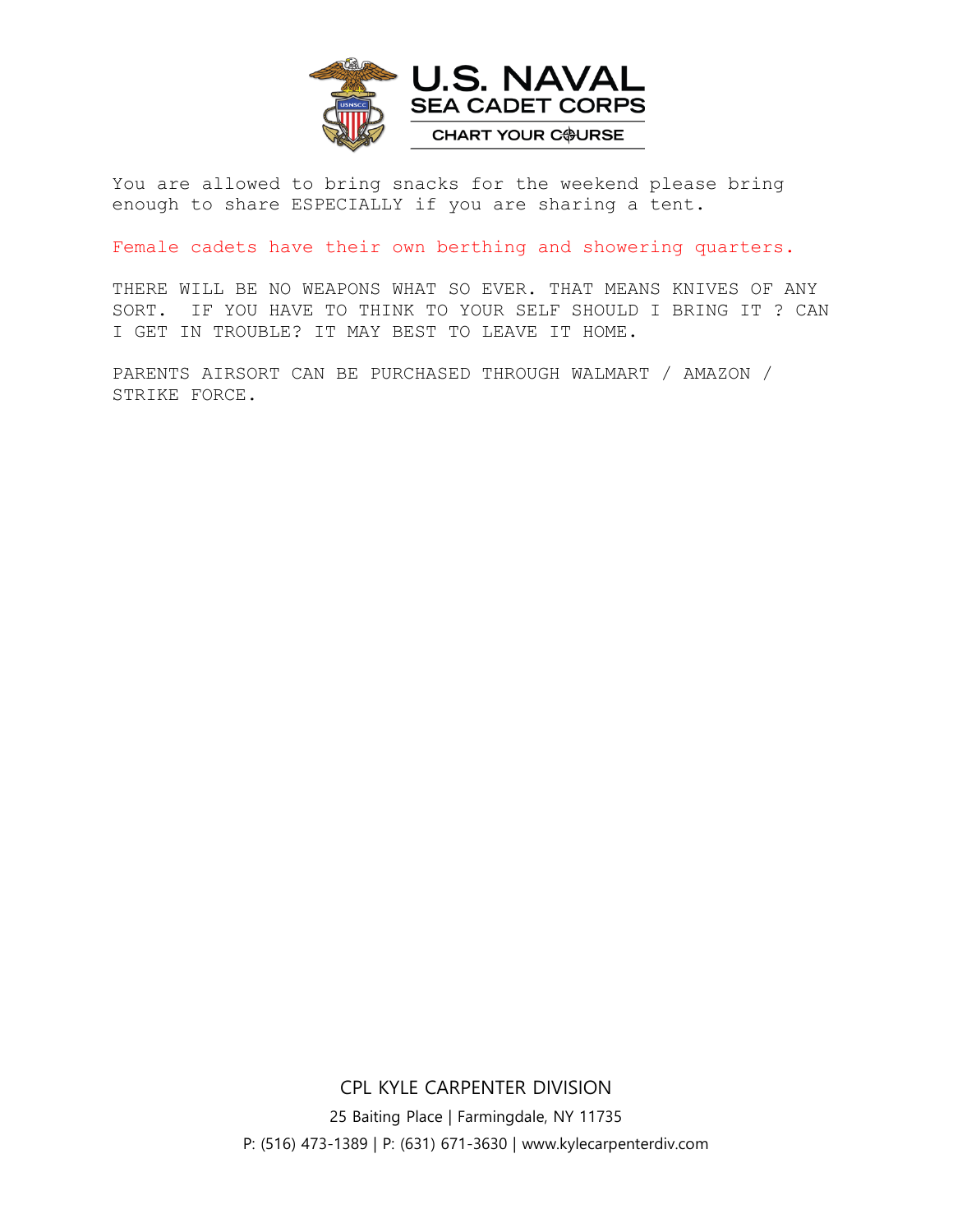You are allowed to bring snacks for the weekend please bring enough to share ESPECIALLY if you are sharing a tent.

Female cadets have their own berthing and showering quarters.

THERE WILL BE NO WEAPONS WHAT SO EVER. THAT MEANS KNIVES OF ANY SORT. IF YOU HAVE TO THINK TO YOUR SELF SHOULD I BRING IT ? CAN I GET IN TROUBLE? IT MAY BEST TO LEAVE IT HOME.

PARENTS AIRSORT CAN BE PURCHASED THROUGH WALMART / AMAZON / STRIKE FORCE.

CPL KYLE CARPENTER DIVISION

25 Baiting Place | Farmingdale, NY 11735

P: (516) 473-1389 | P: (631) 671-3630 | www.kylecarpenterdiv.com